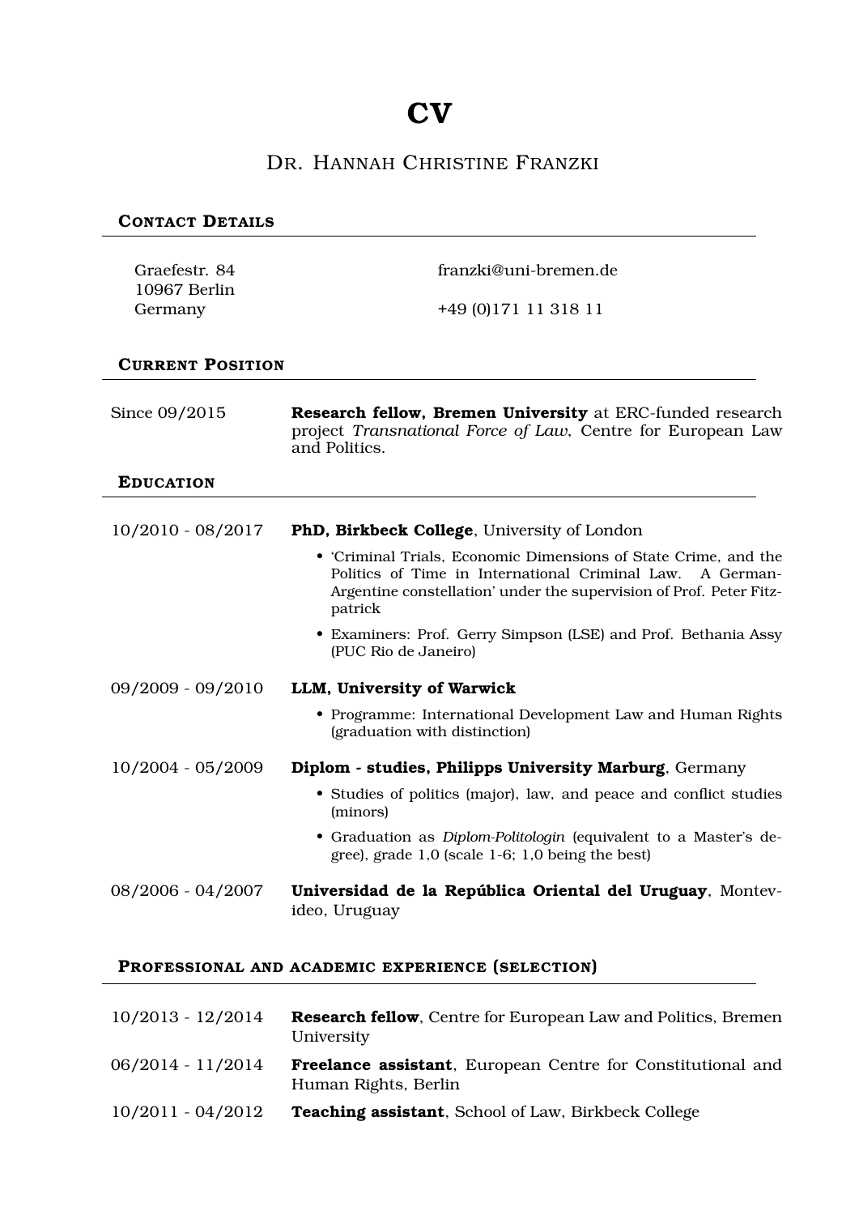# CV

## Dr. Hannah Christine Franzki

### Contact Details

Graefestr. 84
10967 Berlin
Germany

franzki@uni-bremen.de

+49 (0)171 11 318 11

### Current Position

Since 09/2015 — **Research fellow, Bremen University** at ERC-funded research project *Transnational Force of Law*, Centre for European Law and Politics.

### Education

10/2010 - 08/2017 — **PhD, Birkbeck College**, University of London

- 'Criminal Trials, Economic Dimensions of State Crime, and the Politics of Time in International Criminal Law. A German-Argentine constellation' under the supervision of Prof. Peter Fitzpatrick
- Examiners: Prof. Gerry Simpson (LSE) and Prof. Bethania Assy (PUC Rio de Janeiro)

09/2009 - 09/2010 — **LLM, University of Warwick**

- Programme: International Development Law and Human Rights (graduation with distinction)

10/2004 - 05/2009 — **Diplom - studies, Philipps University Marburg**, Germany

- Studies of politics (major), law, and peace and conflict studies (minors)
- Graduation as *Diplom-Politologin* (equivalent to a Master's degree), grade 1,0 (scale 1-6; 1,0 being the best)

08/2006 - 04/2007 — **Universidad de la República Oriental del Uruguay**, Montevideo, Uruguay

### Professional and academic experience (selection)

10/2013 - 12/2014 — **Research fellow**, Centre for European Law and Politics, Bremen University

06/2014 - 11/2014 — **Freelance assistant**, European Centre for Constitutional and Human Rights, Berlin

10/2011 - 04/2012 — **Teaching assistant**, School of Law, Birkbeck College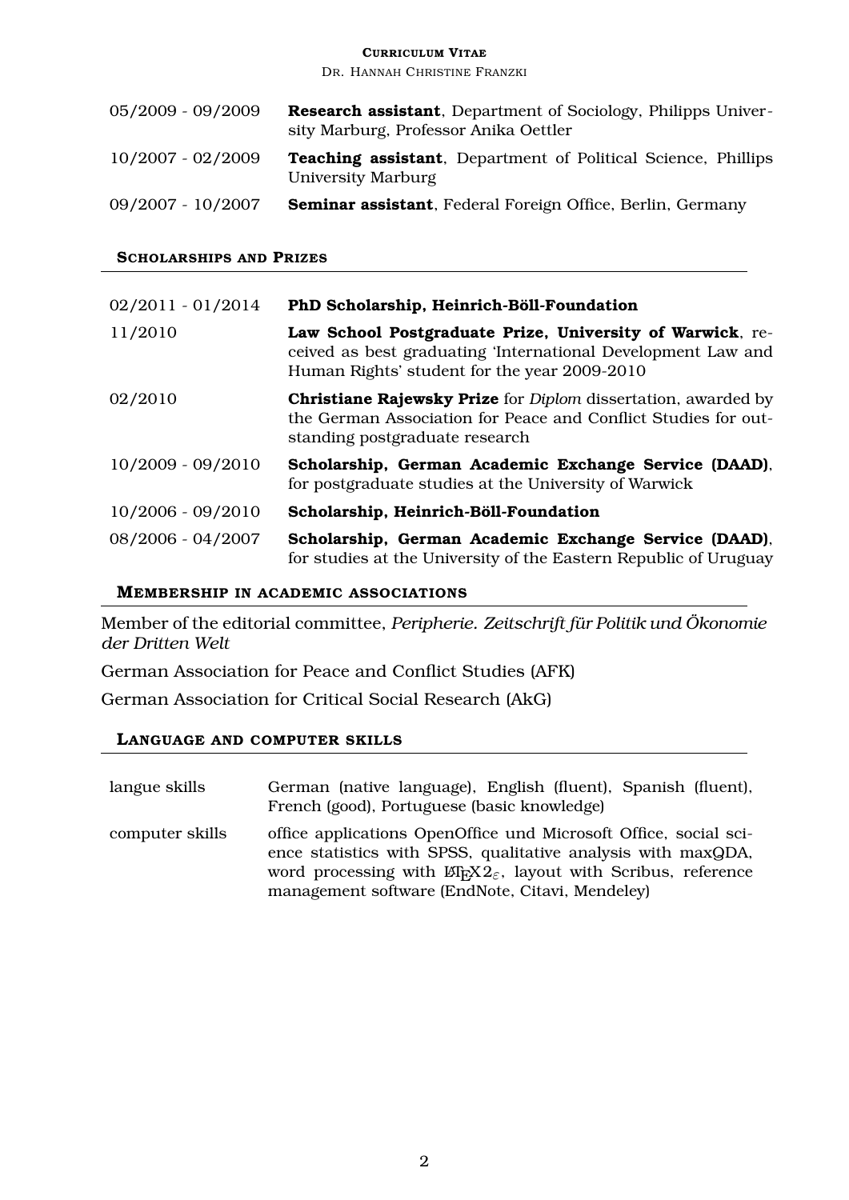| | |
|---|---|
| 05/2009 - 09/2009 | **Research assistant**, Department of Sociology, Philipps University Marburg, Professor Anika Oettler |
| 10/2007 - 02/2009 | **Teaching assistant**, Department of Political Science, Phillips University Marburg |
| 09/2007 - 10/2007 | **Seminar assistant**, Federal Foreign Office, Berlin, Germany |

## Scholarships and Prizes

| | |
|---|---|
| 02/2011 - 01/2014 | **PhD Scholarship, Heinrich-Böll-Foundation** |
| 11/2010 | **Law School Postgraduate Prize, University of Warwick**, received as best graduating 'International Development Law and Human Rights' student for the year 2009-2010 |
| 02/2010 | **Christiane Rajewsky Prize** for *Diplom* dissertation, awarded by the German Association for Peace and Conflict Studies for outstanding postgraduate research |
| 10/2009 - 09/2010 | **Scholarship, German Academic Exchange Service (DAAD)**, for postgraduate studies at the University of Warwick |
| 10/2006 - 09/2010 | **Scholarship, Heinrich-Böll-Foundation** |
| 08/2006 - 04/2007 | **Scholarship, German Academic Exchange Service (DAAD)**, for studies at the University of the Eastern Republic of Uruguay |

## Membership in academic associations

Member of the editorial committee, *Peripherie. Zeitschrift für Politik und Ökonomie der Dritten Welt*

German Association for Peace and Conflict Studies (AFK)

German Association for Critical Social Research (AkG)

## Language and computer skills

| | |
|---|---|
| langue skills | German (native language), English (fluent), Spanish (fluent), French (good), Portuguese (basic knowledge) |
| computer skills | office applications OpenOffice und Microsoft Office, social science statistics with SPSS, qualitative analysis with maxQDA, word processing with $\LaTeX 2_\varepsilon$, layout with Scribus, reference management software (EndNote, Citavi, Mendeley) |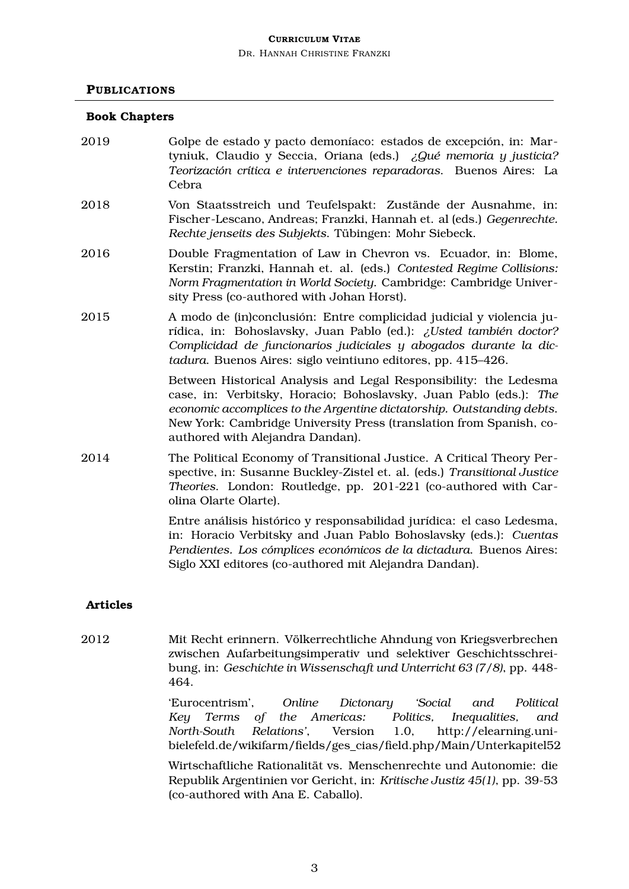## PUBLICATIONS

### Book Chapters

2019 Golpe de estado y pacto demoníaco: estados de excepción, in: Martyniuk, Claudio y Seccia, Oriana (eds.) *¿Qué memoria y justicia? Teorización crítica e intervenciones reparadoras*. Buenos Aires: La Cebra

2018 Von Staatsstreich und Teufelspakt: Zustände der Ausnahme, in: Fischer-Lescano, Andreas; Franzki, Hannah et. al (eds.) *Gegenrechte. Rechte jenseits des Subjekts*. Tübingen: Mohr Siebeck.

2016 Double Fragmentation of Law in Chevron vs. Ecuador, in: Blome, Kerstin; Franzki, Hannah et. al. (eds.) *Contested Regime Collisions: Norm Fragmentation in World Society*. Cambridge: Cambridge University Press (co-authored with Johan Horst).

2015 A modo de (in)conclusión: Entre complicidad judicial y violencia jurídica, in: Bohoslavsky, Juan Pablo (ed.): *¿Usted también doctor? Complicidad de funcionarios judiciales y abogados durante la dictadura*. Buenos Aires: siglo veintiuno editores, pp. 415–426.

Between Historical Analysis and Legal Responsibility: the Ledesma case, in: Verbitsky, Horacio; Bohoslavsky, Juan Pablo (eds.): *The economic accomplices to the Argentine dictatorship. Outstanding debts*. New York: Cambridge University Press (translation from Spanish, co-authored with Alejandra Dandan).

2014 The Political Economy of Transitional Justice. A Critical Theory Perspective, in: Susanne Buckley-Zistel et. al. (eds.) *Transitional Justice Theories*. London: Routledge, pp. 201-221 (co-authored with Carolina Olarte Olarte).

Entre análisis histórico y responsabilidad jurídica: el caso Ledesma, in: Horacio Verbitsky and Juan Pablo Bohoslavsky (eds.): *Cuentas Pendientes. Los cómplices económicos de la dictadura*. Buenos Aires: Siglo XXI editores (co-authored mit Alejandra Dandan).

### Articles

2012 Mit Recht erinnern. Völkerrechtliche Ahndung von Kriegsverbrechen zwischen Aufarbeitungsimperativ und selektiver Geschichtsschreibung, in: *Geschichte in Wissenschaft und Unterricht 63 (7/8)*, pp. 448-464.

'Eurocentrism', *Online Dictonary 'Social and Political Key Terms of the Americas: Politics, Inequalities, and North-South Relations'*, Version 1.0, http://elearning.uni-bielefeld.de/wikifarm/fields/ges_cias/field.php/Main/Unterkapitel52

Wirtschaftliche Rationalität vs. Menschenrechte und Autonomie: die Republik Argentinien vor Gericht, in: *Kritische Justiz 45(1)*, pp. 39-53 (co-authored with Ana E. Caballo).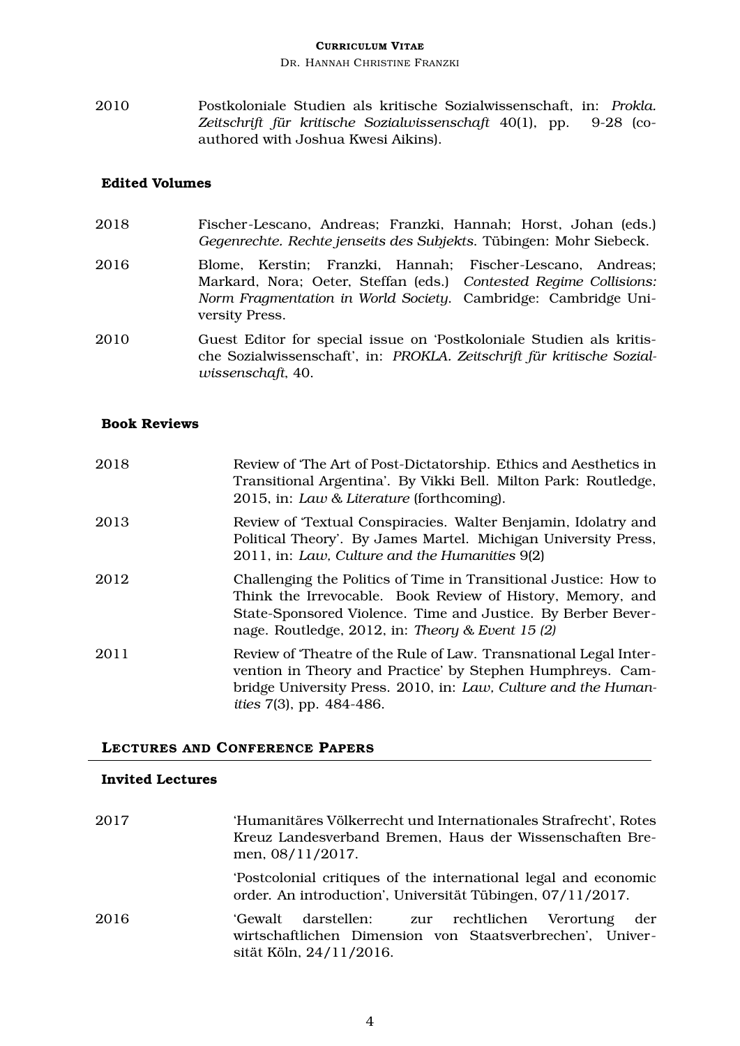2010 Postkoloniale Studien als kritische Sozialwissenschaft, in: *Prokla. Zeitschrift für kritische Sozialwissenschaft* 40(1), pp. 9-28 (co-authored with Joshua Kwesi Aikins).

### Edited Volumes

2018 Fischer-Lescano, Andreas; Franzki, Hannah; Horst, Johan (eds.) *Gegenrechte. Rechte jenseits des Subjekts*. Tübingen: Mohr Siebeck.

2016 Blome, Kerstin; Franzki, Hannah; Fischer-Lescano, Andreas; Markard, Nora; Oeter, Steffan (eds.) *Contested Regime Collisions: Norm Fragmentation in World Society*. Cambridge: Cambridge University Press.

2010 Guest Editor for special issue on 'Postkoloniale Studien als kritische Sozialwissenschaft', in: *PROKLA. Zeitschrift für kritische Sozialwissenschaft*, 40.

### Book Reviews

2018 Review of 'The Art of Post-Dictatorship. Ethics and Aesthetics in Transitional Argentina'. By Vikki Bell. Milton Park: Routledge, 2015, in: *Law & Literature* (forthcoming).

2013 Review of 'Textual Conspiracies. Walter Benjamin, Idolatry and Political Theory'. By James Martel. Michigan University Press, 2011, in: *Law, Culture and the Humanities* 9(2)

2012 Challenging the Politics of Time in Transitional Justice: How to Think the Irrevocable. Book Review of History, Memory, and State-Sponsored Violence. Time and Justice. By Berber Bevernage. Routledge, 2012, in: *Theory & Event 15 (2)*

2011 Review of 'Theatre of the Rule of Law. Transnational Legal Intervention in Theory and Practice' by Stephen Humphreys. Cambridge University Press. 2010, in: *Law, Culture and the Humanities* 7(3), pp. 484-486.

## Lectures and Conference Papers

### Invited Lectures

2017 'Humanitäres Völkerrecht und Internationales Strafrecht', Rotes Kreuz Landesverband Bremen, Haus der Wissenschaften Bremen, 08/11/2017.

'Postcolonial critiques of the international legal and economic order. An introduction', Universität Tübingen, 07/11/2017.

2016 'Gewalt darstellen: zur rechtlichen Verortung der wirtschaftlichen Dimension von Staatsverbrechen', Universität Köln, 24/11/2016.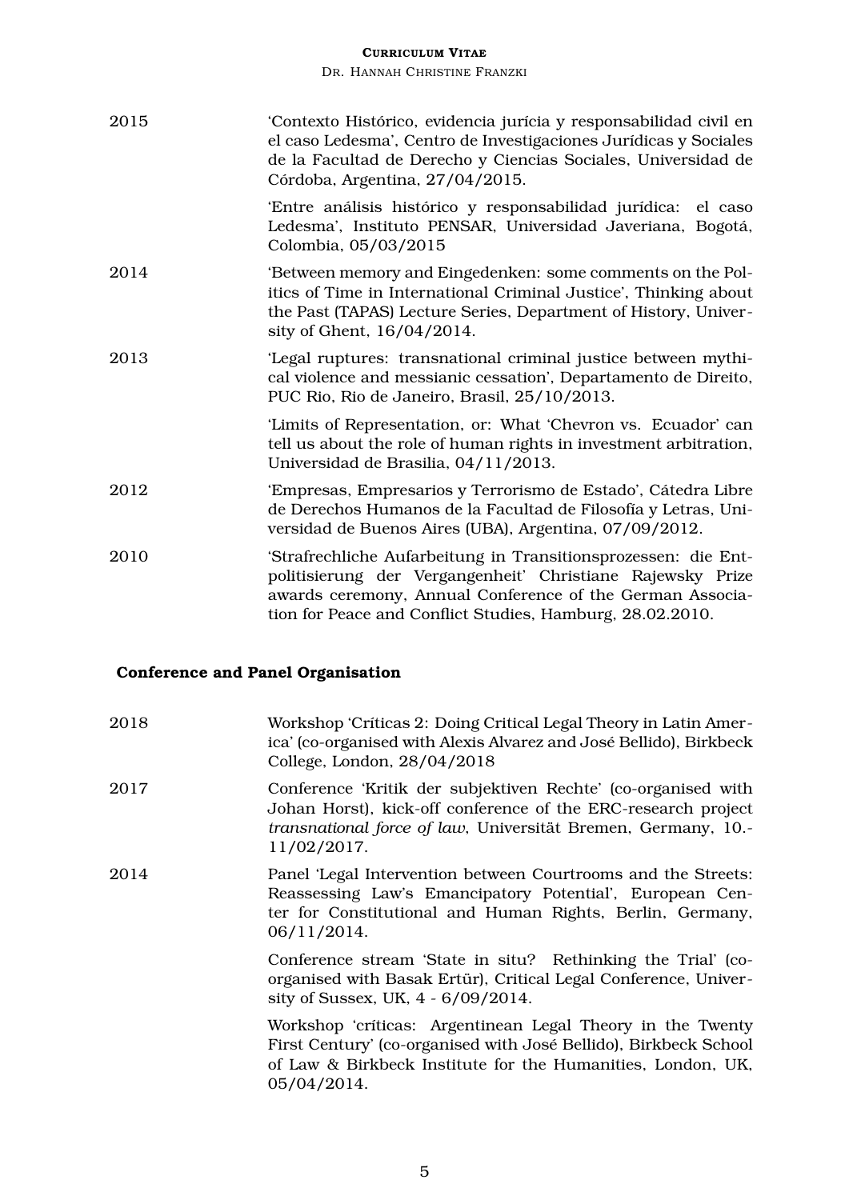| | |
|---|---|
| 2015 | 'Contexto Histórico, evidencia jurícia y responsabilidad civil en el caso Ledesma', Centro de Investigaciones Jurídicas y Sociales de la Facultad de Derecho y Ciencias Sociales, Universidad de Córdoba, Argentina, 27/04/2015. |
| | 'Entre análisis histórico y responsabilidad jurídica: el caso Ledesma', Instituto PENSAR, Universidad Javeriana, Bogotá, Colombia, 05/03/2015 |
| 2014 | 'Between memory and Eingedenken: some comments on the Politics of Time in International Criminal Justice', Thinking about the Past (TAPAS) Lecture Series, Department of History, University of Ghent, 16/04/2014. |
| 2013 | 'Legal ruptures: transnational criminal justice between mythical violence and messianic cessation', Departamento de Direito, PUC Rio, Rio de Janeiro, Brasil, 25/10/2013. |
| | 'Limits of Representation, or: What 'Chevron vs. Ecuador' can tell us about the role of human rights in investment arbitration, Universidad de Brasilia, 04/11/2013. |
| 2012 | 'Empresas, Empresarios y Terrorismo de Estado', Cátedra Libre de Derechos Humanos de la Facultad de Filosofía y Letras, Universidad de Buenos Aires (UBA), Argentina, 07/09/2012. |
| 2010 | 'Strafrechliche Aufarbeitung in Transitionsprozessen: die Entpolitisierung der Vergangenheit' Christiane Rajewsky Prize awards ceremony, Annual Conference of the German Association for Peace and Conflict Studies, Hamburg, 28.02.2010. |

### Conference and Panel Organisation

| | |
|---|---|
| 2018 | Workshop 'Críticas 2: Doing Critical Legal Theory in Latin America' (co-organised with Alexis Alvarez and José Bellido), Birkbeck College, London, 28/04/2018 |
| 2017 | Conference 'Kritik der subjektiven Rechte' (co-organised with Johan Horst), kick-off conference of the ERC-research project *transnational force of law*, Universität Bremen, Germany, 10.-11/02/2017. |
| 2014 | Panel 'Legal Intervention between Courtrooms and the Streets: Reassessing Law's Emancipatory Potential', European Center for Constitutional and Human Rights, Berlin, Germany, 06/11/2014. |
| | Conference stream 'State in situ? Rethinking the Trial' (co-organised with Basak Ertür), Critical Legal Conference, University of Sussex, UK, 4 - 6/09/2014. |
| | Workshop 'críticas: Argentinean Legal Theory in the Twenty First Century' (co-organised with José Bellido), Birkbeck School of Law & Birkbeck Institute for the Humanities, London, UK, 05/04/2014. |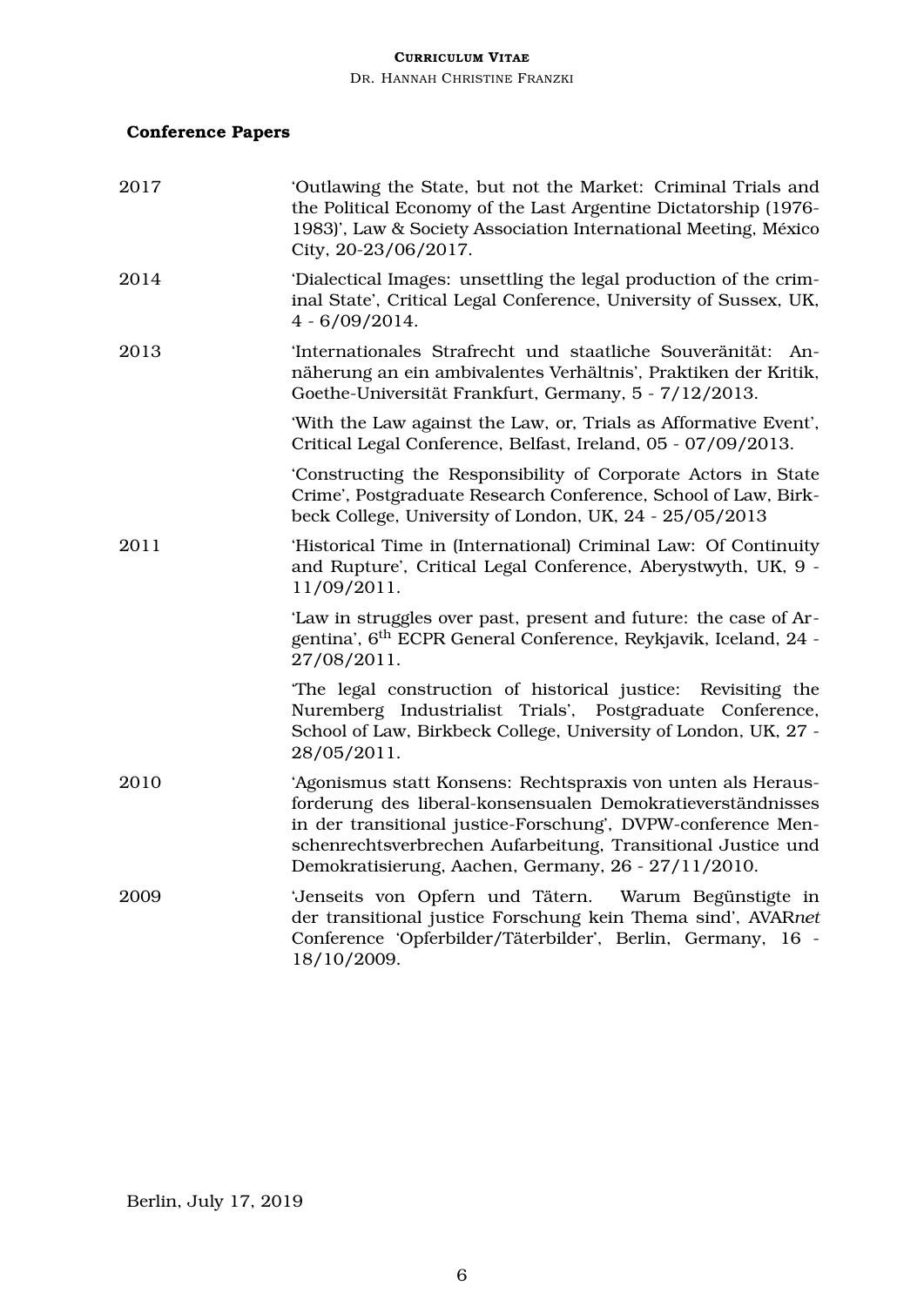**Conference Papers**

| | |
|---|---|
| 2017 | 'Outlawing the State, but not the Market: Criminal Trials and the Political Economy of the Last Argentine Dictatorship (1976-1983)', Law & Society Association International Meeting, México City, 20-23/06/2017. |
| 2014 | 'Dialectical Images: unsettling the legal production of the criminal State', Critical Legal Conference, University of Sussex, UK, 4 - 6/09/2014. |
| 2013 | 'Internationales Strafrecht und staatliche Souveränität: Annäherung an ein ambivalentes Verhältnis', Praktiken der Kritik, Goethe-Universität Frankfurt, Germany, 5 - 7/12/2013. |
| | 'With the Law against the Law, or, Trials as Afformative Event', Critical Legal Conference, Belfast, Ireland, 05 - 07/09/2013. |
| | 'Constructing the Responsibility of Corporate Actors in State Crime', Postgraduate Research Conference, School of Law, Birkbeck College, University of London, UK, 24 - 25/05/2013 |
| 2011 | 'Historical Time in (International) Criminal Law: Of Continuity and Rupture', Critical Legal Conference, Aberystwyth, UK, 9 - 11/09/2011. |
| | 'Law in struggles over past, present and future: the case of Argentina', 6th ECPR General Conference, Reykjavik, Iceland, 24 - 27/08/2011. |
| | 'The legal construction of historical justice: Revisiting the Nuremberg Industrialist Trials', Postgraduate Conference, School of Law, Birkbeck College, University of London, UK, 27 - 28/05/2011. |
| 2010 | 'Agonismus statt Konsens: Rechtspraxis von unten als Herausforderung des liberal-konsensualen Demokratieverständnisses in der transitional justice-Forschung', DVPW-conference Menschenrechtsverbrechen Aufarbeitung, Transitional Justice und Demokratisierung, Aachen, Germany, 26 - 27/11/2010. |
| 2009 | 'Jenseits von Opfern und Tätern. Warum Begünstigte in der transitional justice Forschung kein Thema sind', AVAR*net* Conference 'Opferbilder/Täterbilder', Berlin, Germany, 16 - 18/10/2009. |

Berlin, July 17, 2019